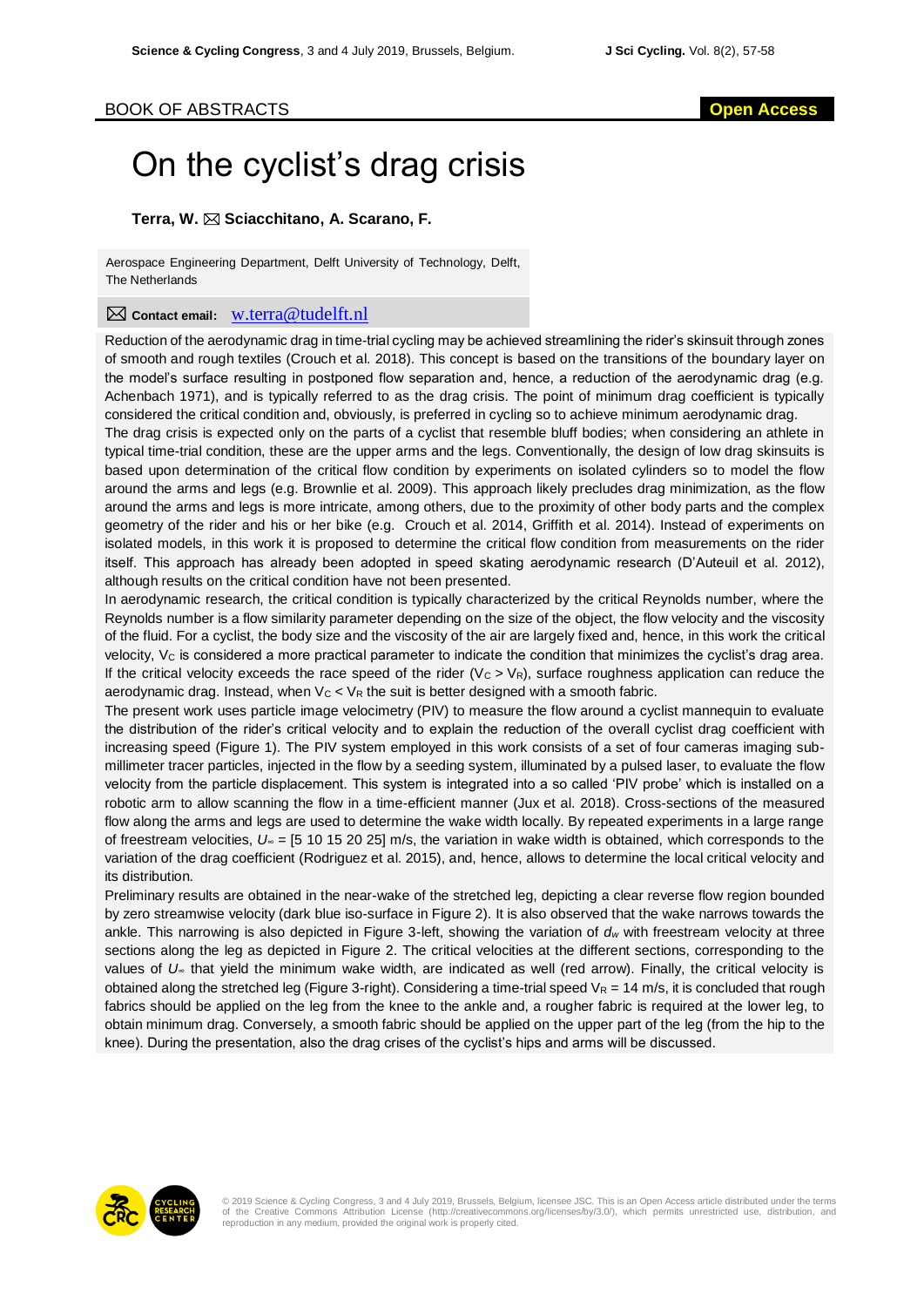BOOK OF ABSTRACTS

**Open Access**

# On the cyclist's drag crisis

**Terra, W. ✉ Sciacchitano, A. Scarano, F.**

Aerospace Engineering Department, Delft University of Technology, Delft, The Netherlands

✉ **Contact email:** w.terra@tudelft.nl

Reduction of the aerodynamic drag in time-trial cycling may be achieved streamlining the rider's skinsuit through zones of smooth and rough textiles (Crouch et al. 2018). This concept is based on the transitions of the boundary layer on the model's surface resulting in postponed flow separation and, hence, a reduction of the aerodynamic drag (e.g. Achenbach 1971), and is typically referred to as the drag crisis. The point of minimum drag coefficient is typically considered the critical condition and, obviously, is preferred in cycling so to achieve minimum aerodynamic drag.

The drag crisis is expected only on the parts of a cyclist that resemble bluff bodies; when considering an athlete in typical time-trial condition, these are the upper arms and the legs. Conventionally, the design of low drag skinsuits is based upon determination of the critical flow condition by experiments on isolated cylinders so to model the flow around the arms and legs (e.g. Brownlie et al. 2009). This approach likely precludes drag minimization, as the flow around the arms and legs is more intricate, among others, due to the proximity of other body parts and the complex geometry of the rider and his or her bike (e.g. Crouch et al. 2014, Griffith et al. 2014). Instead of experiments on isolated models, in this work it is proposed to determine the critical flow condition from measurements on the rider itself. This approach has already been adopted in speed skating aerodynamic research (D'Auteuil et al. 2012), although results on the critical condition have not been presented.

In aerodynamic research, the critical condition is typically characterized by the critical Reynolds number, where the Reynolds number is a flow similarity parameter depending on the size of the object, the flow velocity and the viscosity of the fluid. For a cyclist, the body size and the viscosity of the air are largely fixed and, hence, in this work the critical velocity, $V_C$ is considered a more practical parameter to indicate the condition that minimizes the cyclist's drag area. If the critical velocity exceeds the race speed of the rider ($V_C > V_R$), surface roughness application can reduce the aerodynamic drag. Instead, when $V_C < V_R$ the suit is better designed with a smooth fabric.

The present work uses particle image velocimetry (PIV) to measure the flow around a cyclist mannequin to evaluate the distribution of the rider's critical velocity and to explain the reduction of the overall cyclist drag coefficient with increasing speed (Figure 1). The PIV system employed in this work consists of a set of four cameras imaging sub-millimeter tracer particles, injected in the flow by a seeding system, illuminated by a pulsed laser, to evaluate the flow velocity from the particle displacement. This system is integrated into a so called 'PIV probe' which is installed on a robotic arm to allow scanning the flow in a time-efficient manner (Jux et al. 2018). Cross-sections of the measured flow along the arms and legs are used to determine the wake width locally. By repeated experiments in a large range of freestream velocities, $U_\infty$ = [5 10 15 20 25] m/s, the variation in wake width is obtained, which corresponds to the variation of the drag coefficient (Rodriguez et al. 2015), and, hence, allows to determine the local critical velocity and its distribution.

Preliminary results are obtained in the near-wake of the stretched leg, depicting a clear reverse flow region bounded by zero streamwise velocity (dark blue iso-surface in Figure 2). It is also observed that the wake narrows towards the ankle. This narrowing is also depicted in Figure 3-left, showing the variation of $d_w$ with freestream velocity at three sections along the leg as depicted in Figure 2. The critical velocities at the different sections, corresponding to the values of $U_\infty$ that yield the minimum wake width, are indicated as well (red arrow). Finally, the critical velocity is obtained along the stretched leg (Figure 3-right). Considering a time-trial speed $V_R$ = 14 m/s, it is concluded that rough fabrics should be applied on the leg from the knee to the ankle and, a rougher fabric is required at the lower leg, to obtain minimum drag. Conversely, a smooth fabric should be applied on the upper part of the leg (from the hip to the knee). During the presentation, also the drag crises of the cyclist's hips and arms will be discussed.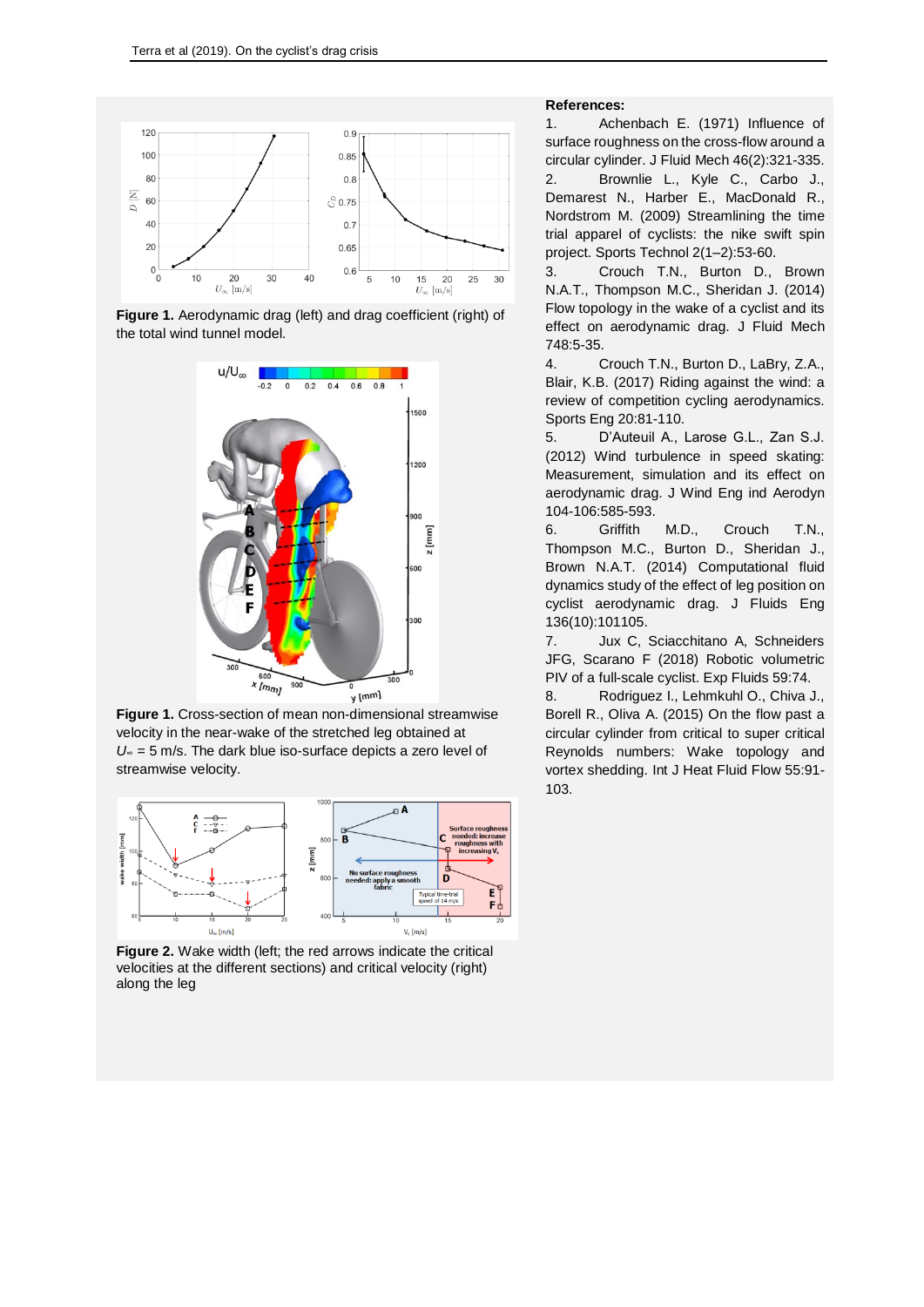120
100
80
60
40
20
0
$D$ [N]
0 10 20 30 40
$U_\infty$ [m/s]

0.9
0.85
0.8
0.75
0.7
0.65
0.6
$C_D$
5 10 15 20 25 30
$U_\infty$ [m/s]

**Figure 1.** Aerodynamic drag (left) and drag coefficient (right) of the total wind tunnel model.

u/U∞
-0.2 0 0.2 0.4 0.6 0.8 1
A
B
C
D
E
F
1500
1200
900
600
300
0
z [mm]
300
600
900
x [mm]
0
300
y [mm]

**Figure 1.** Cross-section of mean non-dimensional streamwise velocity in the near-wake of the stretched leg obtained at $U_\infty$ = 5 m/s. The dark blue iso-surface depicts a zero level of streamwise velocity.

wake width [mm]
120
100
80
60
A
C
F
5 10 15 20 25
U∞ [m/s]

z [mm]
1000
800
600
400
A
B
C
D
E
F
Surface roughness needed: increase roughness with increasing $V_c$
No surface roughness needed: apply a smooth fabric
Typical time-trial speed of 14 m/s
5 10 15 20
$V_c$ [m/s]

**Figure 2.** Wake width (left; the red arrows indicate the critical velocities at the different sections) and critical velocity (right) along the leg

**References:**

1. Achenbach E. (1971) Influence of surface roughness on the cross-flow around a circular cylinder. J Fluid Mech 46(2):321-335.
2. Brownlie L., Kyle C., Carbo J., Demarest N., Harber E., MacDonald R., Nordstrom M. (2009) Streamlining the time trial apparel of cyclists: the nike swift spin project. Sports Technol 2(1–2):53-60.
3. Crouch T.N., Burton D., Brown N.A.T., Thompson M.C., Sheridan J. (2014) Flow topology in the wake of a cyclist and its effect on aerodynamic drag. J Fluid Mech 748:5-35.
4. Crouch T.N., Burton D., LaBry, Z.A., Blair, K.B. (2017) Riding against the wind: a review of competition cycling aerodynamics. Sports Eng 20:81-110.
5. D'Auteuil A., Larose G.L., Zan S.J. (2012) Wind turbulence in speed skating: Measurement, simulation and its effect on aerodynamic drag. J Wind Eng ind Aerodyn 104-106:585-593.
6. Griffith M.D., Crouch T.N., Thompson M.C., Burton D., Sheridan J., Brown N.A.T. (2014) Computational fluid dynamics study of the effect of leg position on cyclist aerodynamic drag. J Fluids Eng 136(10):101105.
7. Jux C, Sciacchitano A, Schneiders JFG, Scarano F (2018) Robotic volumetric PIV of a full-scale cyclist. Exp Fluids 59:74.
8. Rodriguez I., Lehmkuhl O., Chiva J., Borell R., Oliva A. (2015) On the flow past a circular cylinder from critical to super critical Reynolds numbers: Wake topology and vortex shedding. Int J Heat Fluid Flow 55:91-103.